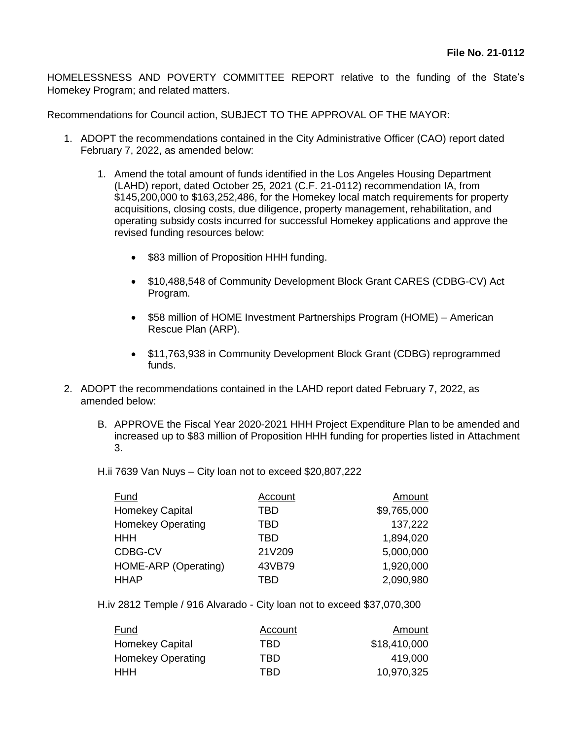**File No. 21-0112**

HOMELESSNESS AND POVERTY COMMITTEE REPORT relative to the funding of the State's Homekey Program; and related matters.

Recommendations for Council action, SUBJECT TO THE APPROVAL OF THE MAYOR:

1. ADOPT the recommendations contained in the City Administrative Officer (CAO) report dated February 7, 2022, as amended below:

    1. Amend the total amount of funds identified in the Los Angeles Housing Department (LAHD) report, dated October 25, 2021 (C.F. 21-0112) recommendation IA, from $145,200,000 to $163,252,486, for the Homekey local match requirements for property acquisitions, closing costs, due diligence, property management, rehabilitation, and operating subsidy costs incurred for successful Homekey applications and approve the revised funding resources below:

        - $83 million of Proposition HHH funding.
        - $10,488,548 of Community Development Block Grant CARES (CDBG-CV) Act Program.
        - $58 million of HOME Investment Partnerships Program (HOME) – American Rescue Plan (ARP).
        - $11,763,938 in Community Development Block Grant (CDBG) reprogrammed funds.

2. ADOPT the recommendations contained in the LAHD report dated February 7, 2022, as amended below:

    B. APPROVE the Fiscal Year 2020-2021 HHH Project Expenditure Plan to be amended and increased up to $83 million of Proposition HHH funding for properties listed in Attachment 3.

    H.ii 7639 Van Nuys – City loan not to exceed $20,807,222

    | Fund | Account | Amount |
    |---|---|---:|
    | Homekey Capital | TBD | $9,765,000 |
    | Homekey Operating | TBD | 137,222 |
    | HHH | TBD | 1,894,020 |
    | CDBG-CV | 21V209 | 5,000,000 |
    | HOME-ARP (Operating) | 43VB79 | 1,920,000 |
    | HHAP | TBD | 2,090,980 |

    H.iv 2812 Temple / 916 Alvarado - City loan not to exceed $37,070,300

    | Fund | Account | Amount |
    |---|---|---:|
    | Homekey Capital | TBD | $18,410,000 |
    | Homekey Operating | TBD | 419,000 |
    | HHH | TBD | 10,970,325 |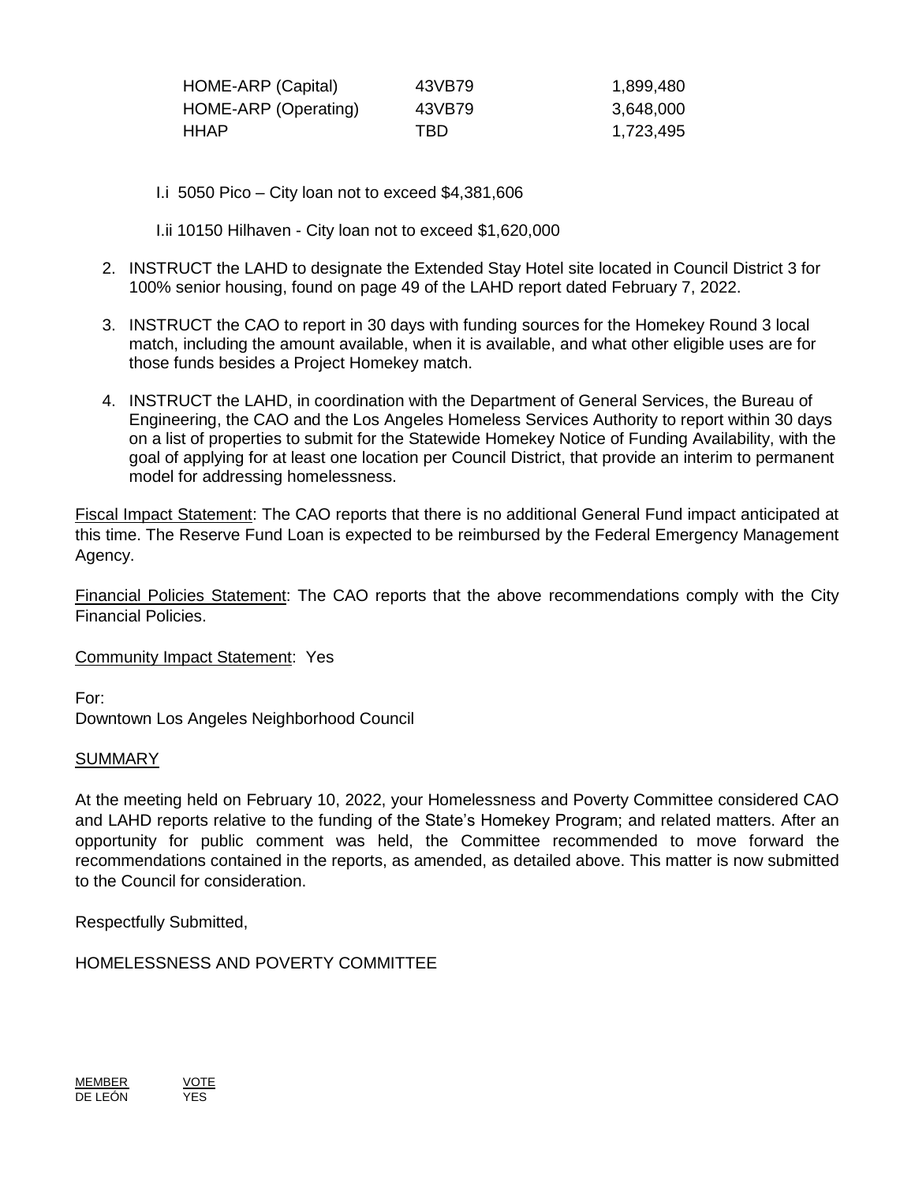| | | |
|---|---|---|
| HOME-ARP (Capital) | 43VB79 | 1,899,480 |
| HOME-ARP (Operating) | 43VB79 | 3,648,000 |
| HHAP | TBD | 1,723,495 |

I.i 5050 Pico – City loan not to exceed $4,381,606

I.ii 10150 Hilhaven - City loan not to exceed $1,620,000

2. INSTRUCT the LAHD to designate the Extended Stay Hotel site located in Council District 3 for 100% senior housing, found on page 49 of the LAHD report dated February 7, 2022.

3. INSTRUCT the CAO to report in 30 days with funding sources for the Homekey Round 3 local match, including the amount available, when it is available, and what other eligible uses are for those funds besides a Project Homekey match.

4. INSTRUCT the LAHD, in coordination with the Department of General Services, the Bureau of Engineering, the CAO and the Los Angeles Homeless Services Authority to report within 30 days on a list of properties to submit for the Statewide Homekey Notice of Funding Availability, with the goal of applying for at least one location per Council District, that provide an interim to permanent model for addressing homelessness.

Fiscal Impact Statement: The CAO reports that there is no additional General Fund impact anticipated at this time. The Reserve Fund Loan is expected to be reimbursed by the Federal Emergency Management Agency.

Financial Policies Statement: The CAO reports that the above recommendations comply with the City Financial Policies.

Community Impact Statement: Yes

For:
Downtown Los Angeles Neighborhood Council

SUMMARY

At the meeting held on February 10, 2022, your Homelessness and Poverty Committee considered CAO and LAHD reports relative to the funding of the State's Homekey Program; and related matters. After an opportunity for public comment was held, the Committee recommended to move forward the recommendations contained in the reports, as amended, as detailed above. This matter is now submitted to the Council for consideration.

Respectfully Submitted,

HOMELESSNESS AND POVERTY COMMITTEE

| MEMBER | VOTE |
|---|---|
| DE LEÓN | YES |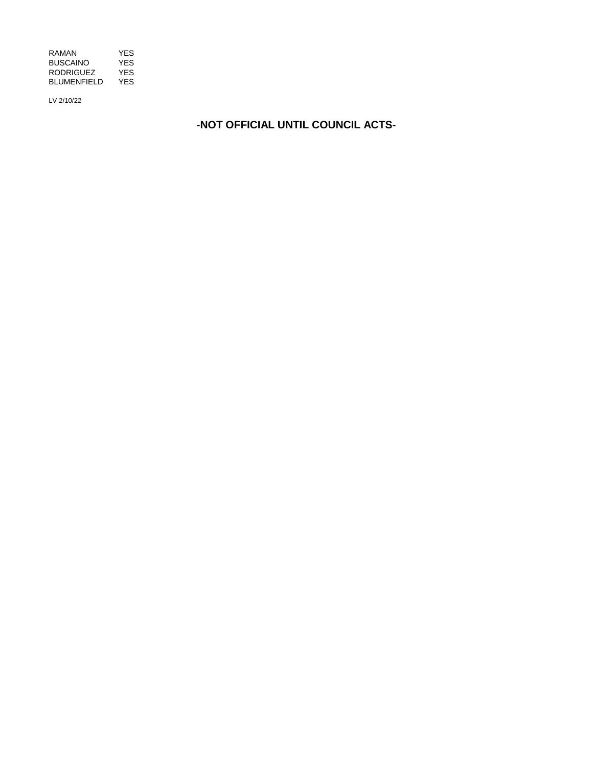| | |
|---|---|
| RAMAN | YES |
| BUSCAINO | YES |
| RODRIGUEZ | YES |
| BLUMENFIELD | YES |

LV 2/10/22

**-NOT OFFICIAL UNTIL COUNCIL ACTS-**